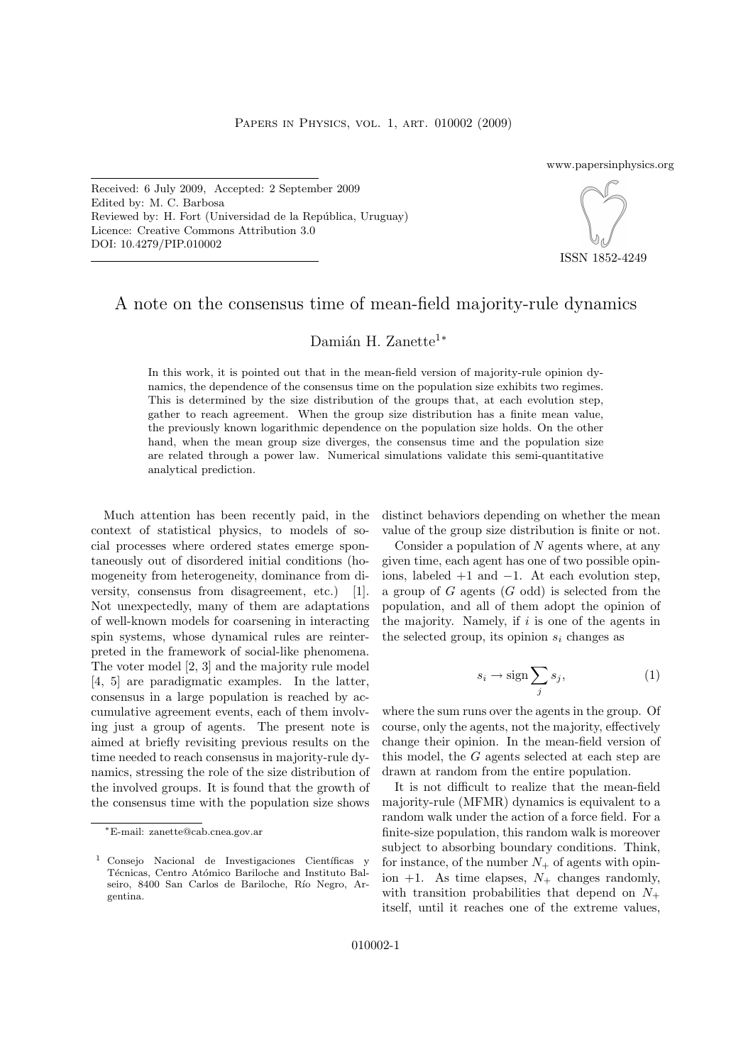Received: 6 July 2009, Accepted: 2 September 2009
Edited by: M. C. Barbosa
Reviewed by: H. Fort (Universidad de la República, Uruguay)
Licence: Creative Commons Attribution 3.0
DOI: 10.4279/PIP.010002

www.papersinphysics.org

ISSN 1852-4249

# A note on the consensus time of mean-field majority-rule dynamics

Damián H. Zanette[1*]

In this work, it is pointed out that in the mean-field version of majority-rule opinion dynamics, the dependence of the consensus time on the population size exhibits two regimes. This is determined by the size distribution of the groups that, at each evolution step, gather to reach agreement. When the group size distribution has a finite mean value, the previously known logarithmic dependence on the population size holds. On the other hand, when the mean group size diverges, the consensus time and the population size are related through a power law. Numerical simulations validate this semi-quantitative analytical prediction.

Much attention has been recently paid, in the context of statistical physics, to models of social processes where ordered states emerge spontaneously out of disordered initial conditions (homogeneity from heterogeneity, dominance from diversity, consensus from disagreement, etc.) [1]. Not unexpectedly, many of them are adaptations of well-known models for coarsening in interacting spin systems, whose dynamical rules are reinterpreted in the framework of social-like phenomena. The voter model [2, 3] and the majority rule model [4, 5] are paradigmatic examples. In the latter, consensus in a large population is reached by accumulative agreement events, each of them involving just a group of agents. The present note is aimed at briefly revisiting previous results on the time needed to reach consensus in majority-rule dynamics, stressing the role of the size distribution of the involved groups. It is found that the growth of the consensus time with the population size shows distinct behaviors depending on whether the mean value of the group size distribution is finite or not.

Consider a population of $N$ agents where, at any given time, each agent has one of two possible opinions, labeled $+1$ and $-1$. At each evolution step, a group of $G$ agents ($G$ odd) is selected from the population, and all of them adopt the opinion of the majority. Namely, if $i$ is one of the agents in the selected group, its opinion $s_i$ changes as

$$s_i \to \operatorname{sign} \sum_j s_j, \tag{1}$$

where the sum runs over the agents in the group. Of course, only the agents, not the majority, effectively change their opinion. In the mean-field version of this model, the $G$ agents selected at each step are drawn at random from the entire population.

It is not difficult to realize that the mean-field majority-rule (MFMR) dynamics is equivalent to a random walk under the action of a force field. For a finite-size population, this random walk is moreover subject to absorbing boundary conditions. Think, for instance, of the number $N_+$ of agents with opinion $+1$. As time elapses, $N_+$ changes randomly, with transition probabilities that depend on $N_+$ itself, until it reaches one of the extreme values,

[*] E-mail: zanette@cab.cnea.gov.ar

[1] Consejo Nacional de Investigaciones Científicas y Técnicas, Centro Atómico Bariloche and Instituto Balseiro, 8400 San Carlos de Bariloche, Río Negro, Argentina.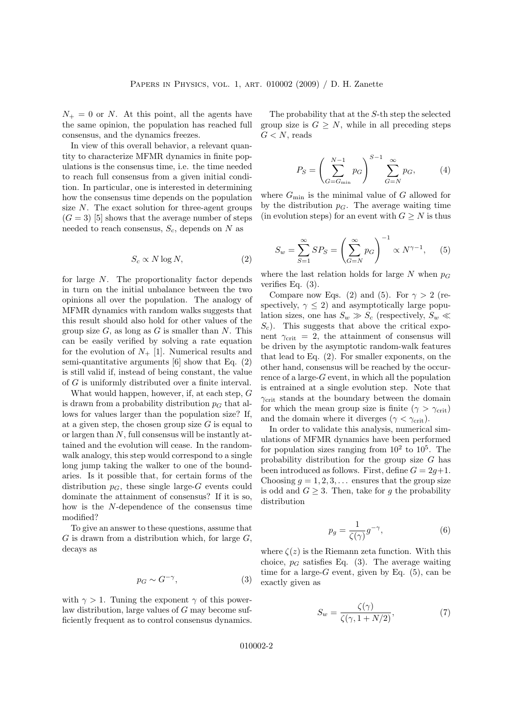$N_+ = 0$ or $N$. At this point, all the agents have the same opinion, the population has reached full consensus, and the dynamics freezes.

In view of this overall behavior, a relevant quantity to characterize MFMR dynamics in finite populations is the consensus time, i.e. the time needed to reach full consensus from a given initial condition. In particular, one is interested in determining how the consensus time depends on the population size $N$. The exact solution for three-agent groups ($G = 3$) [5] shows that the average number of steps needed to reach consensus, $S_c$, depends on $N$ as

$$S_c \propto N \log N, \tag{2}$$

for large $N$. The proportionality factor depends in turn on the initial unbalance between the two opinions all over the population. The analogy of MFMR dynamics with random walks suggests that this result should also hold for other values of the group size $G$, as long as $G$ is smaller than $N$. This can be easily verified by solving a rate equation for the evolution of $N_+$ [1]. Numerical results and semi-quantitative arguments [6] show that Eq. (2) is still valid if, instead of being constant, the value of $G$ is uniformly distributed over a finite interval.

What would happen, however, if, at each step, $G$ is drawn from a probability distribution $p_G$ that allows for values larger than the population size? If, at a given step, the chosen group size $G$ is equal to or larger than $N$, full consensus will be instantly attained and the evolution will cease. In the random-walk analogy, this step would correspond to a single long jump taking the walker to one of the boundaries. Is it possible that, for certain forms of the distribution $p_G$, these single large-$G$ events could dominate the attainment of consensus? If it is so, how is the $N$-dependence of the consensus time modified?

To give an answer to these questions, assume that $G$ is drawn from a distribution which, for large $G$, decays as

$$p_G \sim G^{-\gamma}, \tag{3}$$

with $\gamma > 1$. Tuning the exponent $\gamma$ of this power-law distribution, large values of $G$ may become sufficiently frequent as to control consensus dynamics.

The probability that at the $S$-th step the selected group size is $G \geq N$, while in all preceding steps $G < N$, reads

$$P_S = \left( \sum_{G=G_{\min}}^{N-1} p_G \right)^{S-1} \sum_{G=N}^{\infty} p_G, \tag{4}$$

where $G_{\min}$ is the minimal value of $G$ allowed for by the distribution $p_G$. The average waiting time (in evolution steps) for an event with $G \geq N$ is thus

$$S_w = \sum_{S=1}^{\infty} S P_S = \left( \sum_{G=N}^{\infty} p_G \right)^{-1} \propto N^{\gamma-1}, \tag{5}$$

where the last relation holds for large $N$ when $p_G$ verifies Eq. (3).

Compare now Eqs. (2) and (5). For $\gamma > 2$ (respectively, $\gamma \leq 2$) and asymptotically large population sizes, one has $S_w \gg S_c$ (respectively, $S_w \ll S_c$). This suggests that above the critical exponent $\gamma_{\rm crit} = 2$, the attainment of consensus will be driven by the asymptotic random-walk features that lead to Eq. (2). For smaller exponents, on the other hand, consensus will be reached by the occurrence of a large-$G$ event, in which all the population is entrained at a single evolution step. Note that $\gamma_{\rm crit}$ stands at the boundary between the domain for which the mean group size is finite ($\gamma > \gamma_{\rm crit}$) and the domain where it diverges ($\gamma < \gamma_{\rm crit}$).

In order to validate this analysis, numerical simulations of MFMR dynamics have been performed for population sizes ranging from $10^2$ to $10^5$. The probability distribution for the group size $G$ has been introduced as follows. First, define $G = 2g+1$. Choosing $g = 1, 2, 3, \ldots$ ensures that the group size is odd and $G \geq 3$. Then, take for $g$ the probability distribution

$$p_g = \frac{1}{\zeta(\gamma)} g^{-\gamma}, \tag{6}$$

where $\zeta(z)$ is the Riemann zeta function. With this choice, $p_G$ satisfies Eq. (3). The average waiting time for a large-$G$ event, given by Eq. (5), can be exactly given as

$$S_w = \frac{\zeta(\gamma)}{\zeta(\gamma, 1 + N/2)}, \tag{7}$$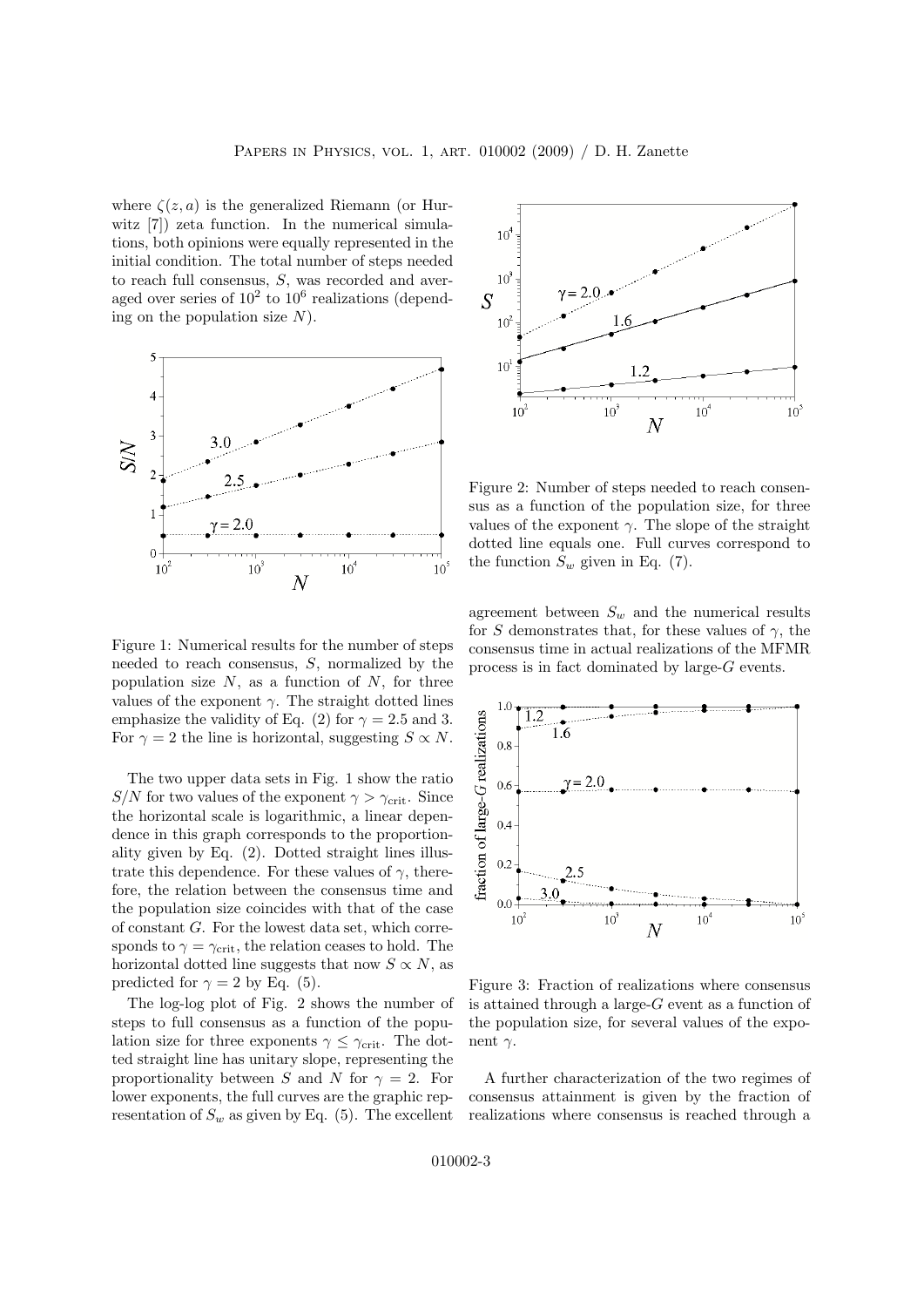where $\zeta(z, a)$ is the generalized Riemann (or Hurwitz [7]) zeta function. In the numerical simulations, both opinions were equally represented in the initial condition. The total number of steps needed to reach full consensus, $S$, was recorded and averaged over series of $10^2$ to $10^6$ realizations (depending on the population size $N$).

Figure 1: Numerical results for the number of steps needed to reach consensus, $S$, normalized by the population size $N$, as a function of $N$, for three values of the exponent $\gamma$. The straight dotted lines emphasize the validity of Eq. (2) for $\gamma = 2.5$ and 3. For $\gamma = 2$ the line is horizontal, suggesting $S \propto N$.

The two upper data sets in Fig. 1 show the ratio $S/N$ for two values of the exponent $\gamma > \gamma_{\rm crit}$. Since the horizontal scale is logarithmic, a linear dependence in this graph corresponds to the proportionality given by Eq. (2). Dotted straight lines illustrate this dependence. For these values of $\gamma$, therefore, the relation between the consensus time and the population size coincides with that of the case of constant $G$. For the lowest data set, which corresponds to $\gamma = \gamma_{\rm crit}$, the relation ceases to hold. The horizontal dotted line suggests that now $S \propto N$, as predicted for $\gamma = 2$ by Eq. (5).

The log-log plot of Fig. 2 shows the number of steps to full consensus as a function of the population size for three exponents $\gamma \leq \gamma_{\rm crit}$. The dotted straight line has unitary slope, representing the proportionality between $S$ and $N$ for $\gamma = 2$. For lower exponents, the full curves are the graphic representation of $S_w$ as given by Eq. (5). The excellent agreement between $S_w$ and the numerical results for $S$ demonstrates that, for these values of $\gamma$, the consensus time in actual realizations of the MFMR process is in fact dominated by large-$G$ events.

Figure 2: Number of steps needed to reach consensus as a function of the population size, for three values of the exponent $\gamma$. The slope of the straight dotted line equals one. Full curves correspond to the function $S_w$ given in Eq. (7).

Figure 3: Fraction of realizations where consensus is attained through a large-$G$ event as a function of the population size, for several values of the exponent $\gamma$.

A further characterization of the two regimes of consensus attainment is given by the fraction of realizations where consensus is reached through a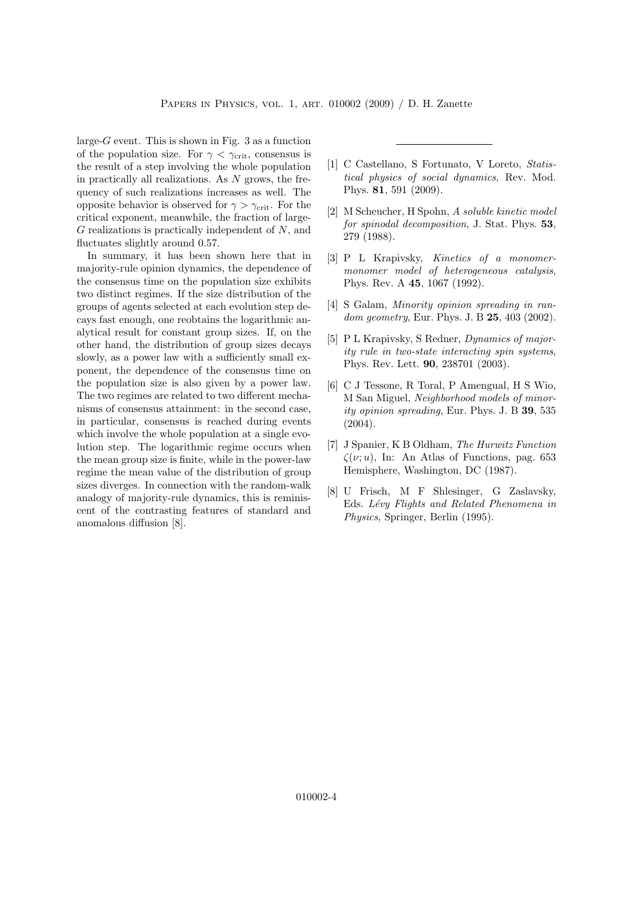large-$G$ event. This is shown in Fig. 3 as a function of the population size. For $\gamma < \gamma_{\rm crit}$, consensus is the result of a step involving the whole population in practically all realizations. As $N$ grows, the frequency of such realizations increases as well. The opposite behavior is observed for $\gamma > \gamma_{\rm crit}$. For the critical exponent, meanwhile, the fraction of large-$G$ realizations is practically independent of $N$, and fluctuates slightly around 0.57.

In summary, it has been shown here that in majority-rule opinion dynamics, the dependence of the consensus time on the population size exhibits two distinct regimes. If the size distribution of the groups of agents selected at each evolution step decays fast enough, one reobtains the logarithmic analytical result for constant group sizes. If, on the other hand, the distribution of group sizes decays slowly, as a power law with a sufficiently small exponent, the dependence of the consensus time on the population size is also given by a power law. The two regimes are related to two different mechanisms of consensus attainment: in the second case, in particular, consensus is reached during events which involve the whole population at a single evolution step. The logarithmic regime occurs when the mean group size is finite, while in the power-law regime the mean value of the distribution of group sizes diverges. In connection with the random-walk analogy of majority-rule dynamics, this is reminiscent of the contrasting features of standard and anomalous diffusion [8].

---

[1] C Castellano, S Fortunato, V Loreto, *Statistical physics of social dynamics*, Rev. Mod. Phys. **81**, 591 (2009).

[2] M Scheucher, H Spohn, *A soluble kinetic model for spinodal decomposition*, J. Stat. Phys. **53**, 279 (1988).

[3] P L Krapivsky, *Kinetics of a monomer-monomer model of heterogeneous catalysis*, Phys. Rev. A **45**, 1067 (1992).

[4] S Galam, *Minority opinion spreading in random geometry*, Eur. Phys. J. B **25**, 403 (2002).

[5] P L Krapivsky, S Redner, *Dynamics of majority rule in two-state interacting spin systems*, Phys. Rev. Lett. **90**, 238701 (2003).

[6] C J Tessone, R Toral, P Amengual, H S Wio, M San Miguel, *Neighborhood models of minority opinion spreading*, Eur. Phys. J. B **39**, 535 (2004).

[7] J Spanier, K B Oldham, *The Hurwitz Function* $\zeta(\nu; u)$, In: An Atlas of Functions, pag. 653 Hemisphere, Washington, DC (1987).

[8] U Frisch, M F Shlesinger, G Zaslavsky, Eds. *Lévy Flights and Related Phenomena in Physics*, Springer, Berlin (1995).